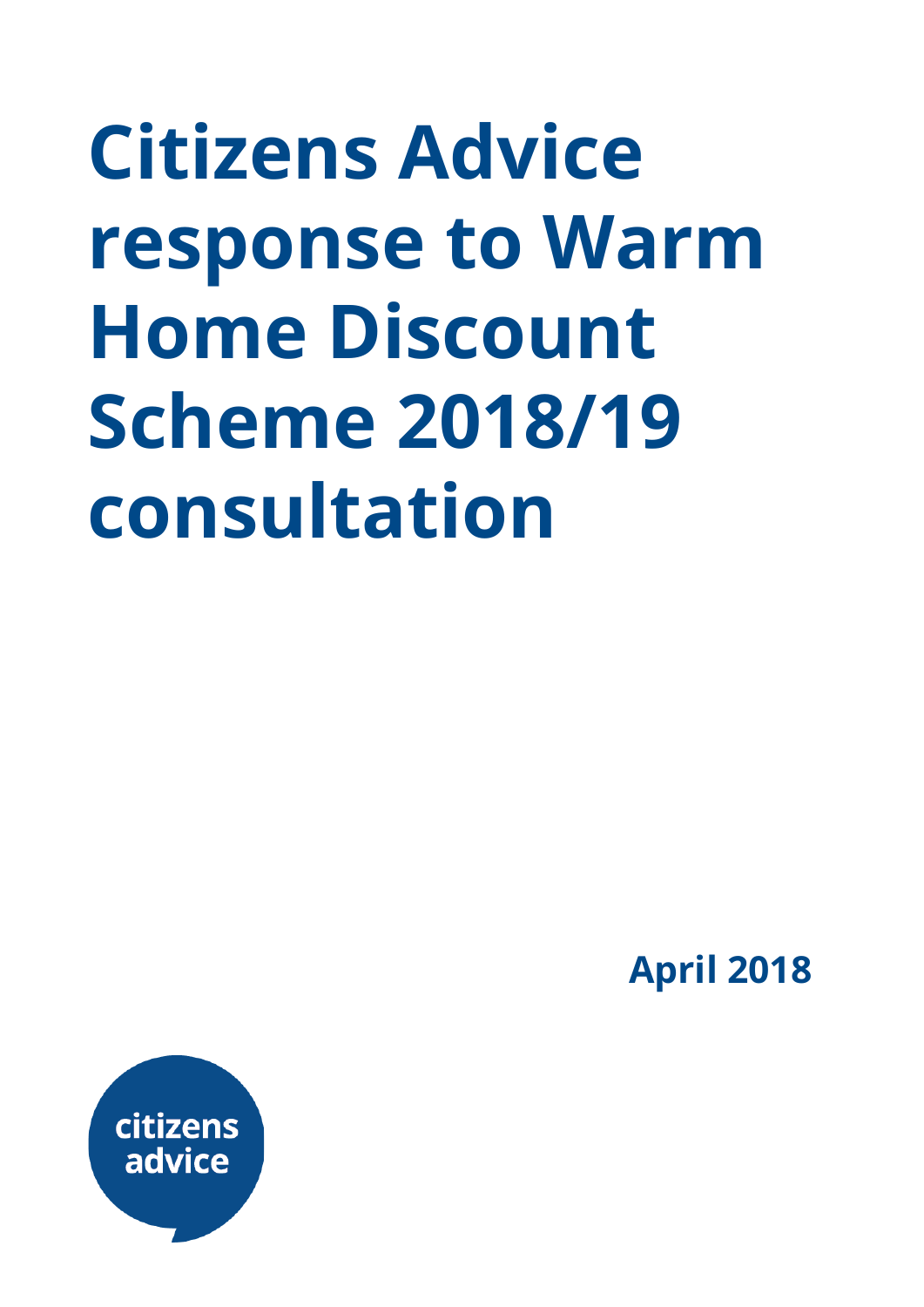# Citizens Advice response to Warm Home Discount Scheme 2018/19 consultation

**April 2018**

citizens advice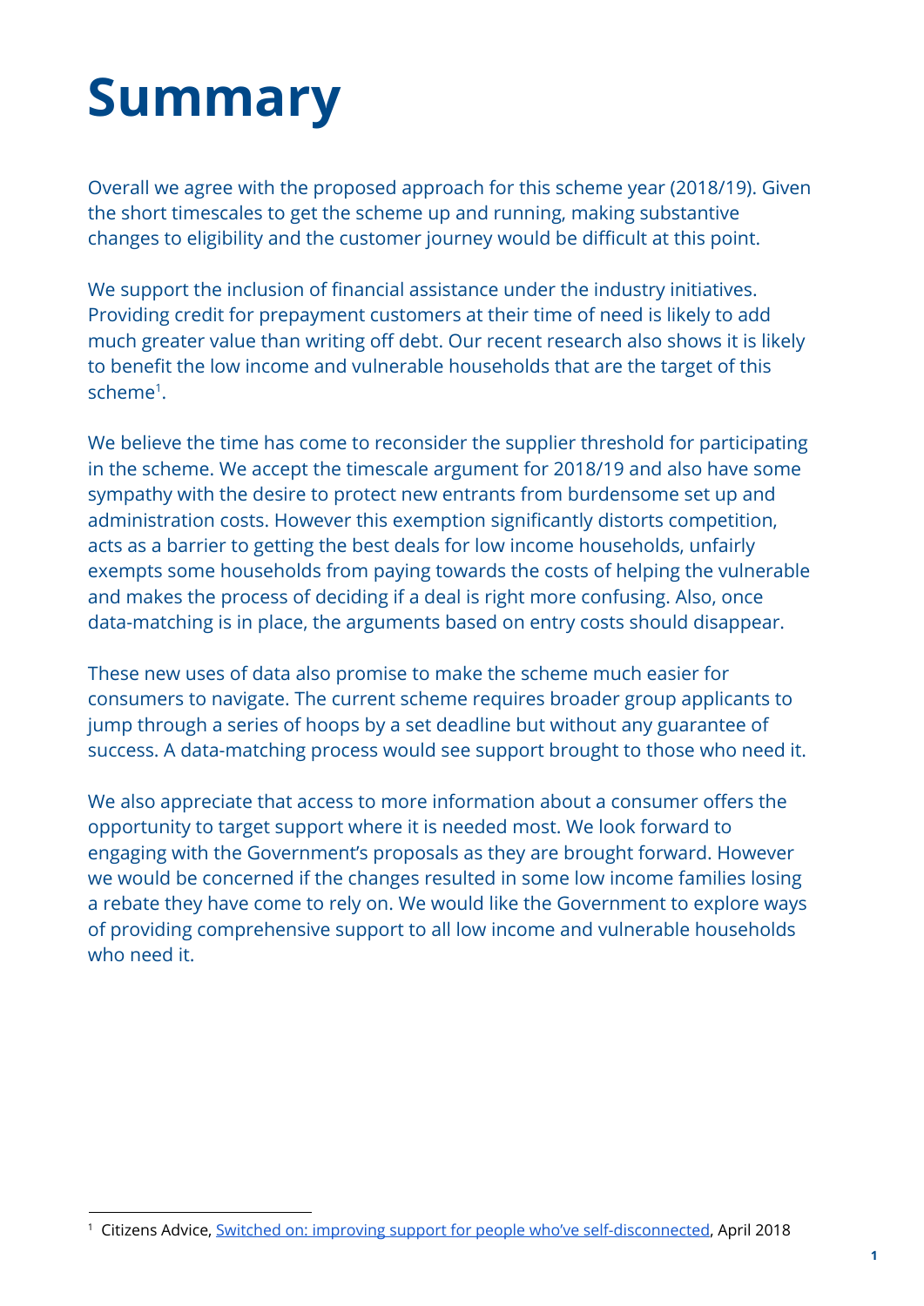# Summary

Overall we agree with the proposed approach for this scheme year (2018/19). Given the short timescales to get the scheme up and running, making substantive changes to eligibility and the customer journey would be difficult at this point.

We support the inclusion of financial assistance under the industry initiatives. Providing credit for prepayment customers at their time of need is likely to add much greater value than writing off debt. Our recent research also shows it is likely to benefit the low income and vulnerable households that are the target of this scheme[1].

We believe the time has come to reconsider the supplier threshold for participating in the scheme. We accept the timescale argument for 2018/19 and also have some sympathy with the desire to protect new entrants from burdensome set up and administration costs. However this exemption significantly distorts competition, acts as a barrier to getting the best deals for low income households, unfairly exempts some households from paying towards the costs of helping the vulnerable and makes the process of deciding if a deal is right more confusing. Also, once data-matching is in place, the arguments based on entry costs should disappear.

These new uses of data also promise to make the scheme much easier for consumers to navigate. The current scheme requires broader group applicants to jump through a series of hoops by a set deadline but without any guarantee of success. A data-matching process would see support brought to those who need it.

We also appreciate that access to more information about a consumer offers the opportunity to target support where it is needed most. We look forward to engaging with the Government's proposals as they are brought forward. However we would be concerned if the changes resulted in some low income families losing a rebate they have come to rely on. We would like the Government to explore ways of providing comprehensive support to all low income and vulnerable households who need it.

[1] Citizens Advice, Switched on: improving support for people who've self-disconnected, April 2018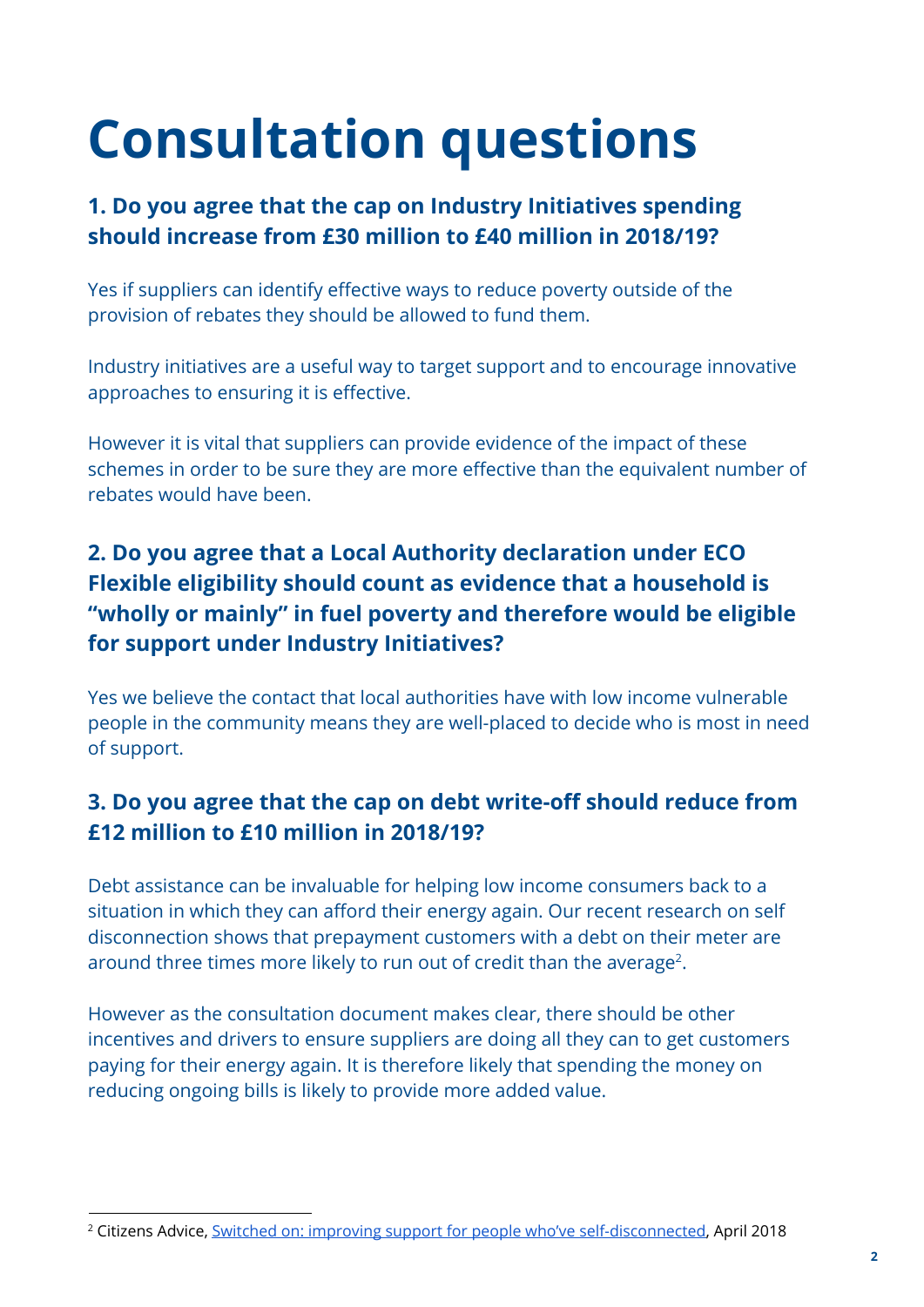# Consultation questions

### 1. Do you agree that the cap on Industry Initiatives spending should increase from £30 million to £40 million in 2018/19?

Yes if suppliers can identify effective ways to reduce poverty outside of the provision of rebates they should be allowed to fund them.

Industry initiatives are a useful way to target support and to encourage innovative approaches to ensuring it is effective.

However it is vital that suppliers can provide evidence of the impact of these schemes in order to be sure they are more effective than the equivalent number of rebates would have been.

### 2. Do you agree that a Local Authority declaration under ECO Flexible eligibility should count as evidence that a household is "wholly or mainly" in fuel poverty and therefore would be eligible for support under Industry Initiatives?

Yes we believe the contact that local authorities have with low income vulnerable people in the community means they are well-placed to decide who is most in need of support.

### 3. Do you agree that the cap on debt write-off should reduce from £12 million to £10 million in 2018/19?

Debt assistance can be invaluable for helping low income consumers back to a situation in which they can afford their energy again. Our recent research on self disconnection shows that prepayment customers with a debt on their meter are around three times more likely to run out of credit than the average[2].

However as the consultation document makes clear, there should be other incentives and drivers to ensure suppliers are doing all they can to get customers paying for their energy again. It is therefore likely that spending the money on reducing ongoing bills is likely to provide more added value.

---

[2] Citizens Advice, Switched on: improving support for people who've self-disconnected, April 2018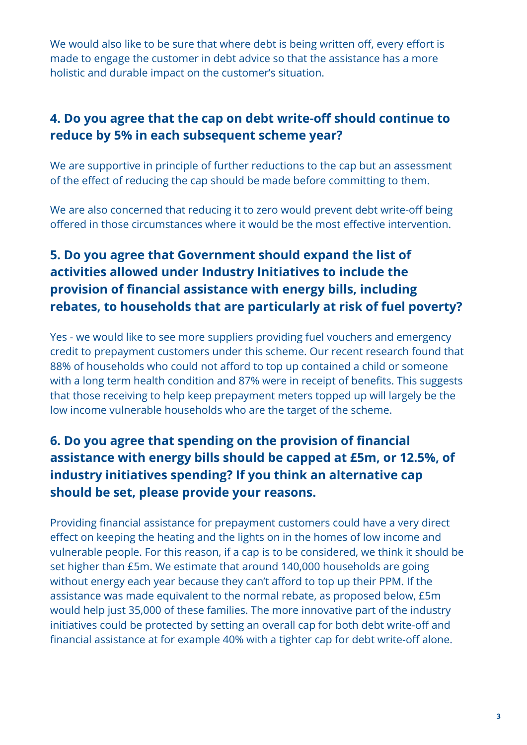We would also like to be sure that where debt is being written off, every effort is made to engage the customer in debt advice so that the assistance has a more holistic and durable impact on the customer's situation.

## 4. Do you agree that the cap on debt write-off should continue to reduce by 5% in each subsequent scheme year?

We are supportive in principle of further reductions to the cap but an assessment of the effect of reducing the cap should be made before committing to them.

We are also concerned that reducing it to zero would prevent debt write-off being offered in those circumstances where it would be the most effective intervention.

## 5. Do you agree that Government should expand the list of activities allowed under Industry Initiatives to include the provision of financial assistance with energy bills, including rebates, to households that are particularly at risk of fuel poverty?

Yes - we would like to see more suppliers providing fuel vouchers and emergency credit to prepayment customers under this scheme. Our recent research found that 88% of households who could not afford to top up contained a child or someone with a long term health condition and 87% were in receipt of benefits. This suggests that those receiving to help keep prepayment meters topped up will largely be the low income vulnerable households who are the target of the scheme.

## 6. Do you agree that spending on the provision of financial assistance with energy bills should be capped at £5m, or 12.5%, of industry initiatives spending? If you think an alternative cap should be set, please provide your reasons.

Providing financial assistance for prepayment customers could have a very direct effect on keeping the heating and the lights on in the homes of low income and vulnerable people. For this reason, if a cap is to be considered, we think it should be set higher than £5m. We estimate that around 140,000 households are going without energy each year because they can't afford to top up their PPM. If the assistance was made equivalent to the normal rebate, as proposed below, £5m would help just 35,000 of these families. The more innovative part of the industry initiatives could be protected by setting an overall cap for both debt write-off and financial assistance at for example 40% with a tighter cap for debt write-off alone.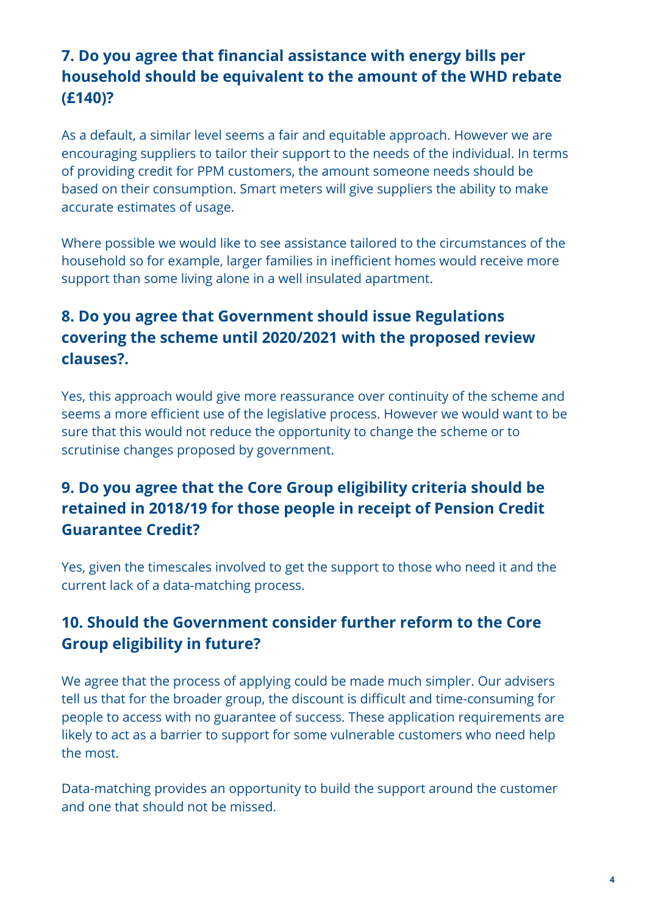### 7. Do you agree that financial assistance with energy bills per household should be equivalent to the amount of the WHD rebate (£140)?

As a default, a similar level seems a fair and equitable approach. However we are encouraging suppliers to tailor their support to the needs of the individual. In terms of providing credit for PPM customers, the amount someone needs should be based on their consumption. Smart meters will give suppliers the ability to make accurate estimates of usage.

Where possible we would like to see assistance tailored to the circumstances of the household so for example, larger families in inefficient homes would receive more support than some living alone in a well insulated apartment.

### 8. Do you agree that Government should issue Regulations covering the scheme until 2020/2021 with the proposed review clauses?.

Yes, this approach would give more reassurance over continuity of the scheme and seems a more efficient use of the legislative process. However we would want to be sure that this would not reduce the opportunity to change the scheme or to scrutinise changes proposed by government.

### 9. Do you agree that the Core Group eligibility criteria should be retained in 2018/19 for those people in receipt of Pension Credit Guarantee Credit?

Yes, given the timescales involved to get the support to those who need it and the current lack of a data-matching process.

### 10. Should the Government consider further reform to the Core Group eligibility in future?

We agree that the process of applying could be made much simpler. Our advisers tell us that for the broader group, the discount is difficult and time-consuming for people to access with no guarantee of success. These application requirements are likely to act as a barrier to support for some vulnerable customers who need help the most.

Data-matching provides an opportunity to build the support around the customer and one that should not be missed.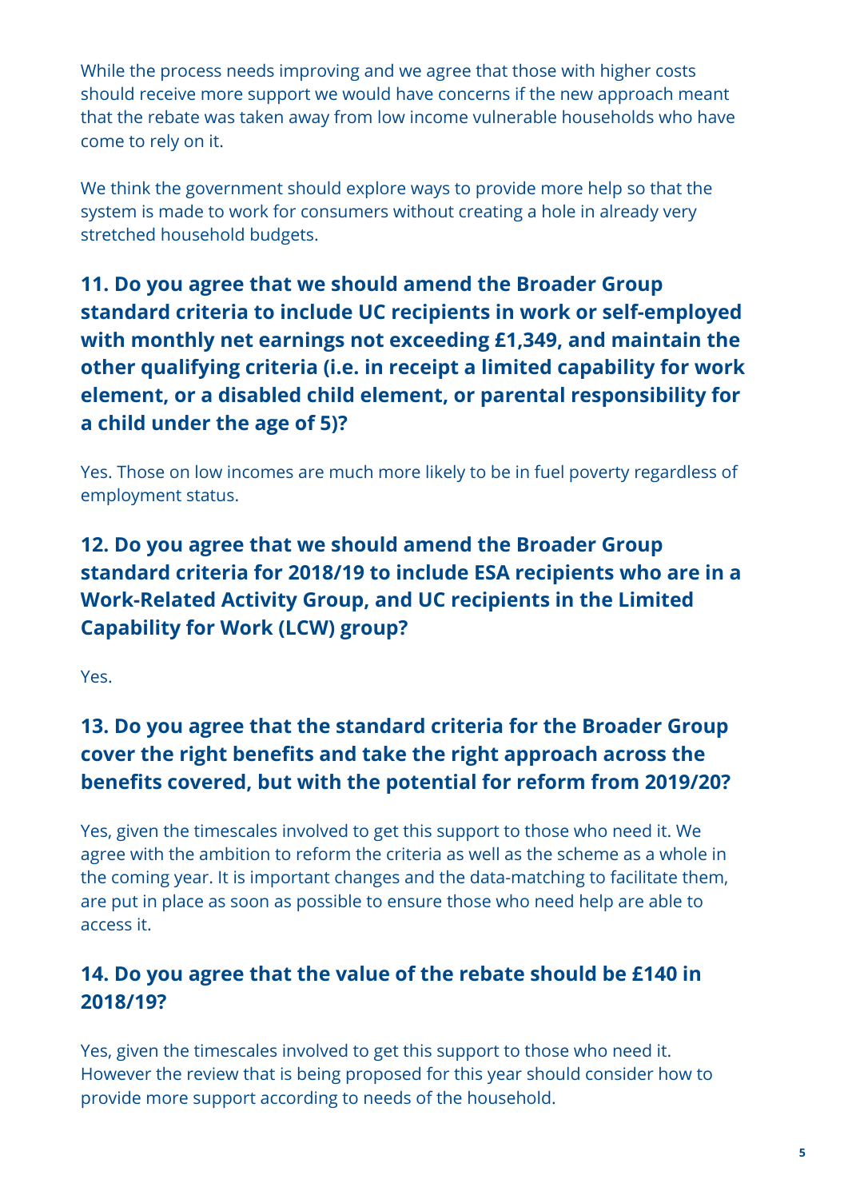While the process needs improving and we agree that those with higher costs should receive more support we would have concerns if the new approach meant that the rebate was taken away from low income vulnerable households who have come to rely on it.

We think the government should explore ways to provide more help so that the system is made to work for consumers without creating a hole in already very stretched household budgets.

**11. Do you agree that we should amend the Broader Group standard criteria to include UC recipients in work or self-employed with monthly net earnings not exceeding £1,349, and maintain the other qualifying criteria (i.e. in receipt a limited capability for work element, or a disabled child element, or parental responsibility for a child under the age of 5)?**

Yes. Those on low incomes are much more likely to be in fuel poverty regardless of employment status.

**12. Do you agree that we should amend the Broader Group standard criteria for 2018/19 to include ESA recipients who are in a Work-Related Activity Group, and UC recipients in the Limited Capability for Work (LCW) group?**

Yes.

**13. Do you agree that the standard criteria for the Broader Group cover the right benefits and take the right approach across the benefits covered, but with the potential for reform from 2019/20?**

Yes, given the timescales involved to get this support to those who need it. We agree with the ambition to reform the criteria as well as the scheme as a whole in the coming year. It is important changes and the data-matching to facilitate them, are put in place as soon as possible to ensure those who need help are able to access it.

**14. Do you agree that the value of the rebate should be £140 in 2018/19?**

Yes, given the timescales involved to get this support to those who need it. However the review that is being proposed for this year should consider how to provide more support according to needs of the household.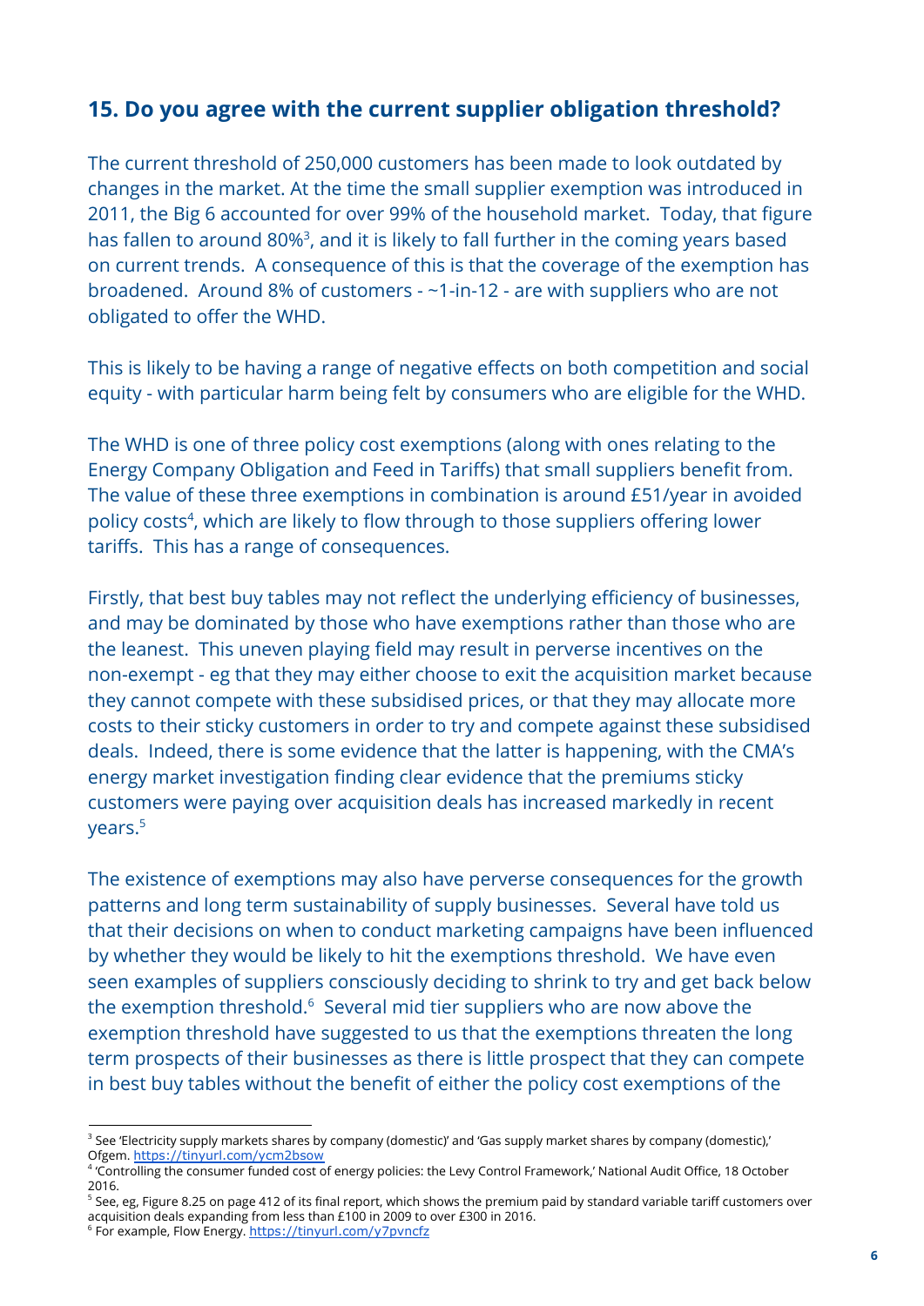## 15. Do you agree with the current supplier obligation threshold?

The current threshold of 250,000 customers has been made to look outdated by changes in the market. At the time the small supplier exemption was introduced in 2011, the Big 6 accounted for over 99% of the household market. Today, that figure has fallen to around 80%[3], and it is likely to fall further in the coming years based on current trends. A consequence of this is that the coverage of the exemption has broadened. Around 8% of customers - ~1-in-12 - are with suppliers who are not obligated to offer the WHD.

This is likely to be having a range of negative effects on both competition and social equity - with particular harm being felt by consumers who are eligible for the WHD.

The WHD is one of three policy cost exemptions (along with ones relating to the Energy Company Obligation and Feed in Tariffs) that small suppliers benefit from. The value of these three exemptions in combination is around £51/year in avoided policy costs[4], which are likely to flow through to those suppliers offering lower tariffs. This has a range of consequences.

Firstly, that best buy tables may not reflect the underlying efficiency of businesses, and may be dominated by those who have exemptions rather than those who are the leanest. This uneven playing field may result in perverse incentives on the non-exempt - eg that they may either choose to exit the acquisition market because they cannot compete with these subsidised prices, or that they may allocate more costs to their sticky customers in order to try and compete against these subsidised deals. Indeed, there is some evidence that the latter is happening, with the CMA's energy market investigation finding clear evidence that the premiums sticky customers were paying over acquisition deals has increased markedly in recent years.[5]

The existence of exemptions may also have perverse consequences for the growth patterns and long term sustainability of supply businesses. Several have told us that their decisions on when to conduct marketing campaigns have been influenced by whether they would be likely to hit the exemptions threshold. We have even seen examples of suppliers consciously deciding to shrink to try and get back below the exemption threshold.[6] Several mid tier suppliers who are now above the exemption threshold have suggested to us that the exemptions threaten the long term prospects of their businesses as there is little prospect that they can compete in best buy tables without the benefit of either the policy cost exemptions of the

---

[3] See 'Electricity supply markets shares by company (domestic)' and 'Gas supply market shares by company (domestic),' Ofgem. https://tinyurl.com/ycm2bsow

[4] 'Controlling the consumer funded cost of energy policies: the Levy Control Framework,' National Audit Office, 18 October 2016.

[5] See, eg, Figure 8.25 on page 412 of its final report, which shows the premium paid by standard variable tariff customers over acquisition deals expanding from less than £100 in 2009 to over £300 in 2016.

[6] For example, Flow Energy. https://tinyurl.com/y7pvncfz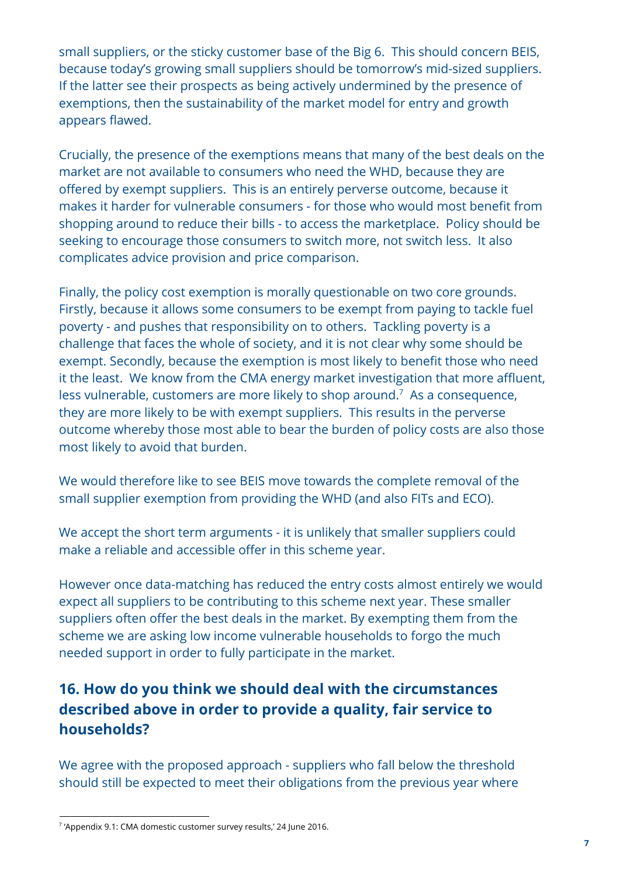small suppliers, or the sticky customer base of the Big 6. This should concern BEIS, because today's growing small suppliers should be tomorrow's mid-sized suppliers. If the latter see their prospects as being actively undermined by the presence of exemptions, then the sustainability of the market model for entry and growth appears flawed.

Crucially, the presence of the exemptions means that many of the best deals on the market are not available to consumers who need the WHD, because they are offered by exempt suppliers. This is an entirely perverse outcome, because it makes it harder for vulnerable consumers - for those who would most benefit from shopping around to reduce their bills - to access the marketplace. Policy should be seeking to encourage those consumers to switch more, not switch less. It also complicates advice provision and price comparison.

Finally, the policy cost exemption is morally questionable on two core grounds. Firstly, because it allows some consumers to be exempt from paying to tackle fuel poverty - and pushes that responsibility on to others. Tackling poverty is a challenge that faces the whole of society, and it is not clear why some should be exempt. Secondly, because the exemption is most likely to benefit those who need it the least. We know from the CMA energy market investigation that more affluent, less vulnerable, customers are more likely to shop around.[7] As a consequence, they are more likely to be with exempt suppliers. This results in the perverse outcome whereby those most able to bear the burden of policy costs are also those most likely to avoid that burden.

We would therefore like to see BEIS move towards the complete removal of the small supplier exemption from providing the WHD (and also FITs and ECO).

We accept the short term arguments - it is unlikely that smaller suppliers could make a reliable and accessible offer in this scheme year.

However once data-matching has reduced the entry costs almost entirely we would expect all suppliers to be contributing to this scheme next year. These smaller suppliers often offer the best deals in the market. By exempting them from the scheme we are asking low income vulnerable households to forgo the much needed support in order to fully participate in the market.

## 16. How do you think we should deal with the circumstances described above in order to provide a quality, fair service to households?

We agree with the proposed approach - suppliers who fall below the threshold should still be expected to meet their obligations from the previous year where

[7] 'Appendix 9.1: CMA domestic customer survey results,' 24 June 2016.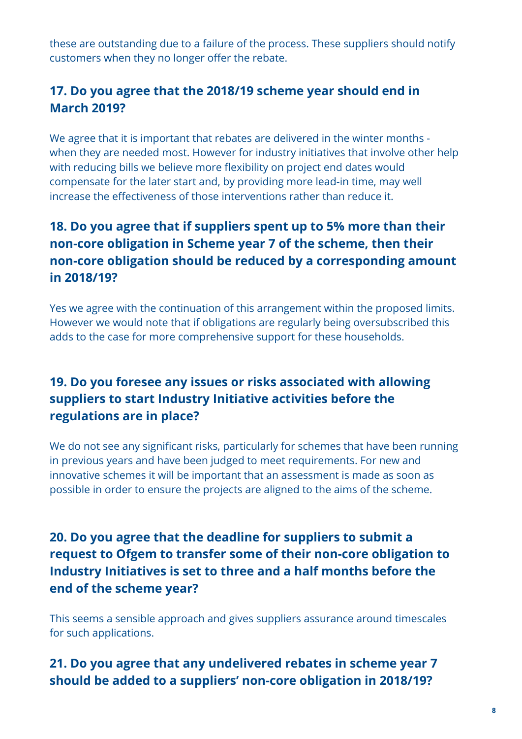these are outstanding due to a failure of the process. These suppliers should notify customers when they no longer offer the rebate.

### 17. Do you agree that the 2018/19 scheme year should end in March 2019?

We agree that it is important that rebates are delivered in the winter months - when they are needed most. However for industry initiatives that involve other help with reducing bills we believe more flexibility on project end dates would compensate for the later start and, by providing more lead-in time, may well increase the effectiveness of those interventions rather than reduce it.

### 18. Do you agree that if suppliers spent up to 5% more than their non-core obligation in Scheme year 7 of the scheme, then their non-core obligation should be reduced by a corresponding amount in 2018/19?

Yes we agree with the continuation of this arrangement within the proposed limits. However we would note that if obligations are regularly being oversubscribed this adds to the case for more comprehensive support for these households.

### 19. Do you foresee any issues or risks associated with allowing suppliers to start Industry Initiative activities before the regulations are in place?

We do not see any significant risks, particularly for schemes that have been running in previous years and have been judged to meet requirements. For new and innovative schemes it will be important that an assessment is made as soon as possible in order to ensure the projects are aligned to the aims of the scheme.

### 20. Do you agree that the deadline for suppliers to submit a request to Ofgem to transfer some of their non-core obligation to Industry Initiatives is set to three and a half months before the end of the scheme year?

This seems a sensible approach and gives suppliers assurance around timescales for such applications.

### 21. Do you agree that any undelivered rebates in scheme year 7 should be added to a suppliers' non-core obligation in 2018/19?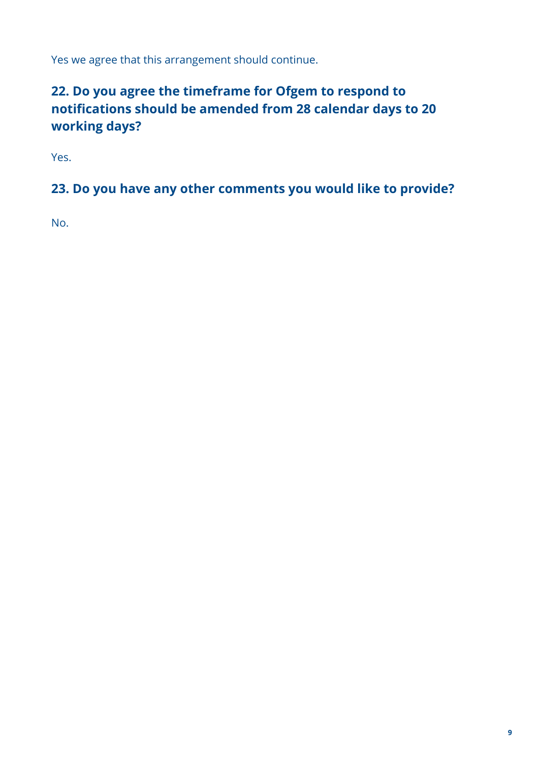Yes we agree that this arrangement should continue.

## 22. Do you agree the timeframe for Ofgem to respond to notifications should be amended from 28 calendar days to 20 working days?

Yes.

## 23. Do you have any other comments you would like to provide?

No.